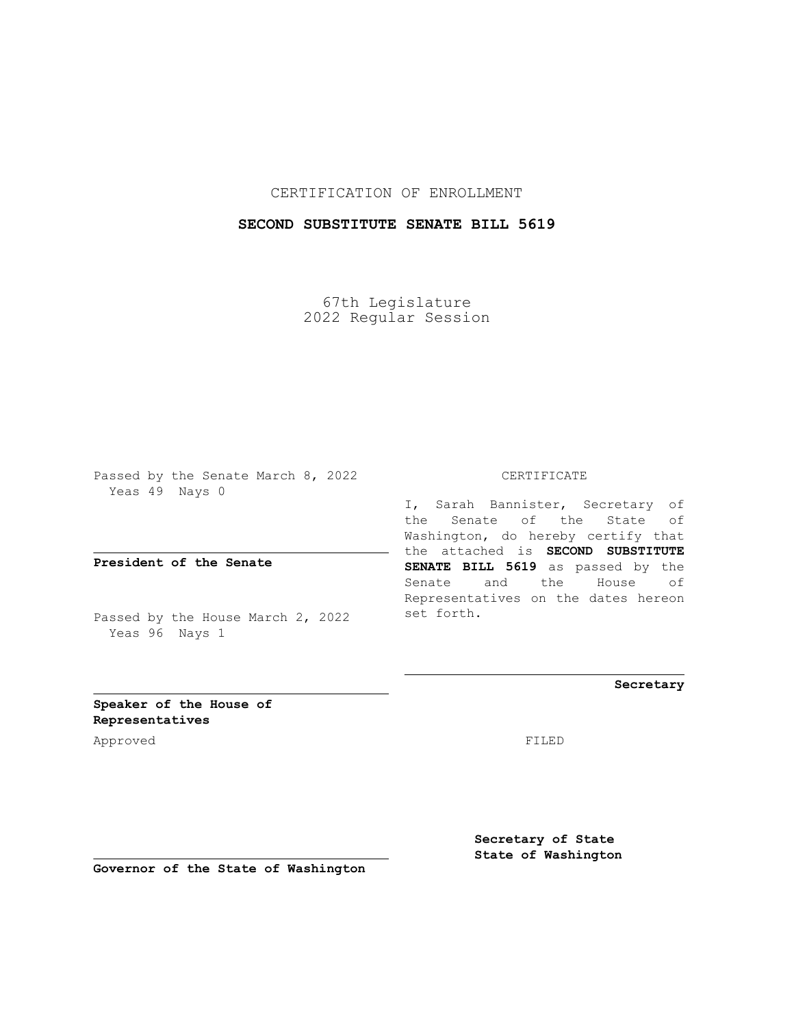CERTIFICATION OF ENROLLMENT

**SECOND SUBSTITUTE SENATE BILL 5619**

67th Legislature
2022 Regular Session

Passed by the Senate March 8, 2022
Yeas 49 Nays 0

**President of the Senate**

Passed by the House March 2, 2022
Yeas 96 Nays 1

**Speaker of the House of Representatives**

Approved

**Governor of the State of Washington**

CERTIFICATE

I, Sarah Bannister, Secretary of the Senate of the State of Washington, do hereby certify that the attached is **SECOND SUBSTITUTE SENATE BILL 5619** as passed by the Senate and the House of Representatives on the dates hereon set forth.

**Secretary**

FILED

**Secretary of State**
**State of Washington**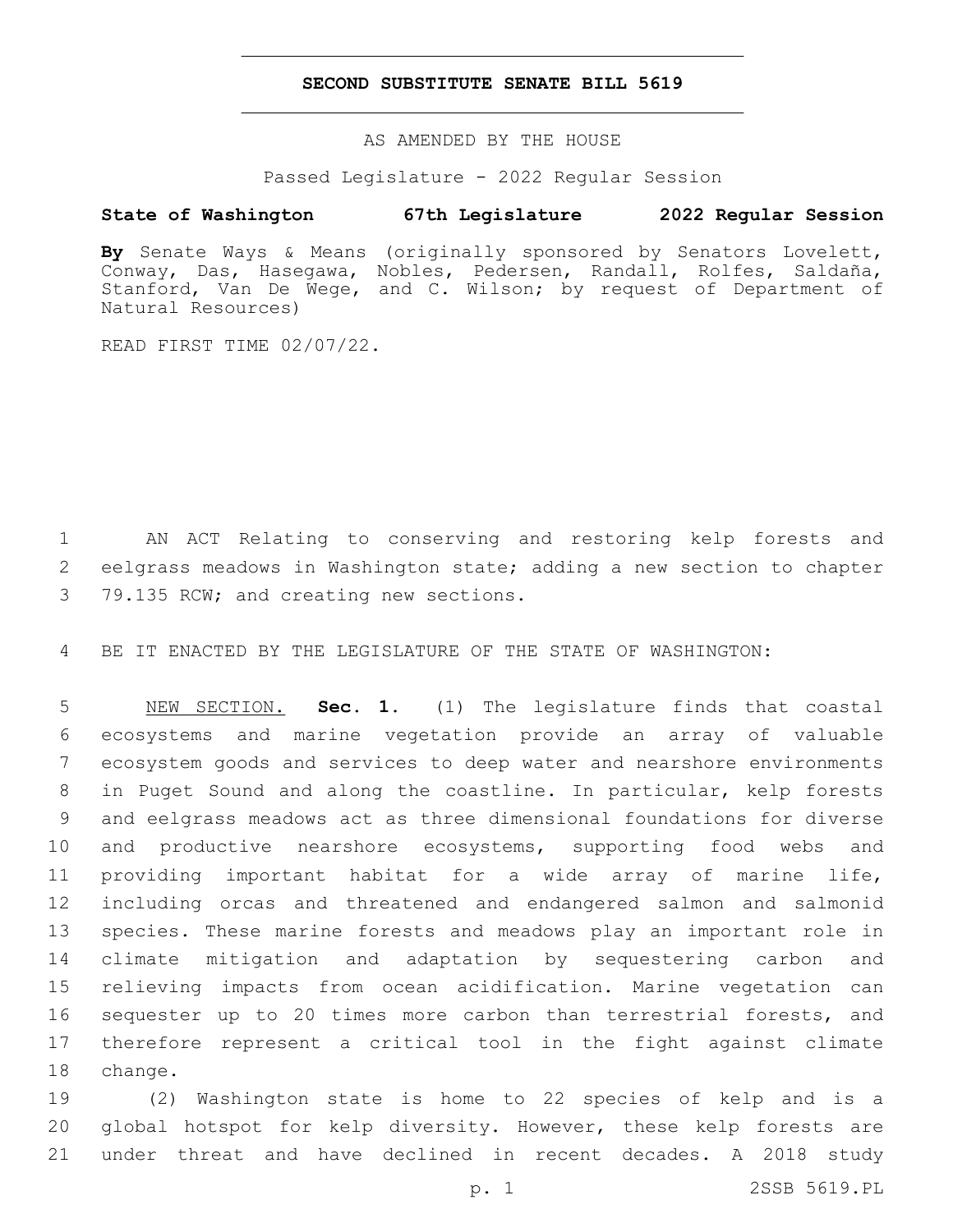# SECOND SUBSTITUTE SENATE BILL 5619

AS AMENDED BY THE HOUSE

Passed Legislature - 2022 Regular Session

**State of Washington 67th Legislature 2022 Regular Session**

**By** Senate Ways & Means (originally sponsored by Senators Lovelett, Conway, Das, Hasegawa, Nobles, Pedersen, Randall, Rolfes, Saldaña, Stanford, Van De Wege, and C. Wilson; by request of Department of Natural Resources)

READ FIRST TIME 02/07/22.

AN ACT Relating to conserving and restoring kelp forests and eelgrass meadows in Washington state; adding a new section to chapter 79.135 RCW; and creating new sections.

BE IT ENACTED BY THE LEGISLATURE OF THE STATE OF WASHINGTON:

NEW SECTION. **Sec. 1.** (1) The legislature finds that coastal ecosystems and marine vegetation provide an array of valuable ecosystem goods and services to deep water and nearshore environments in Puget Sound and along the coastline. In particular, kelp forests and eelgrass meadows act as three dimensional foundations for diverse and productive nearshore ecosystems, supporting food webs and providing important habitat for a wide array of marine life, including orcas and threatened and endangered salmon and salmonid species. These marine forests and meadows play an important role in climate mitigation and adaptation by sequestering carbon and relieving impacts from ocean acidification. Marine vegetation can sequester up to 20 times more carbon than terrestrial forests, and therefore represent a critical tool in the fight against climate change.

(2) Washington state is home to 22 species of kelp and is a global hotspot for kelp diversity. However, these kelp forests are under threat and have declined in recent decades. A 2018 study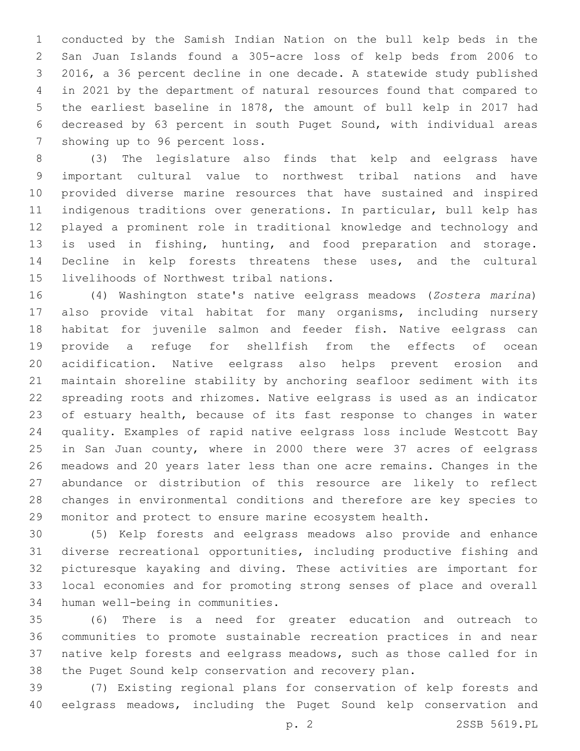conducted by the Samish Indian Nation on the bull kelp beds in the San Juan Islands found a 305-acre loss of kelp beds from 2006 to 2016, a 36 percent decline in one decade. A statewide study published in 2021 by the department of natural resources found that compared to the earliest baseline in 1878, the amount of bull kelp in 2017 had decreased by 63 percent in south Puget Sound, with individual areas showing up to 96 percent loss.

(3) The legislature also finds that kelp and eelgrass have important cultural value to northwest tribal nations and have provided diverse marine resources that have sustained and inspired indigenous traditions over generations. In particular, bull kelp has played a prominent role in traditional knowledge and technology and is used in fishing, hunting, and food preparation and storage. Decline in kelp forests threatens these uses, and the cultural livelihoods of Northwest tribal nations.

(4) Washington state's native eelgrass meadows (*Zostera marina*) also provide vital habitat for many organisms, including nursery habitat for juvenile salmon and feeder fish. Native eelgrass can provide a refuge for shellfish from the effects of ocean acidification. Native eelgrass also helps prevent erosion and maintain shoreline stability by anchoring seafloor sediment with its spreading roots and rhizomes. Native eelgrass is used as an indicator of estuary health, because of its fast response to changes in water quality. Examples of rapid native eelgrass loss include Westcott Bay in San Juan county, where in 2000 there were 37 acres of eelgrass meadows and 20 years later less than one acre remains. Changes in the abundance or distribution of this resource are likely to reflect changes in environmental conditions and therefore are key species to monitor and protect to ensure marine ecosystem health.

(5) Kelp forests and eelgrass meadows also provide and enhance diverse recreational opportunities, including productive fishing and picturesque kayaking and diving. These activities are important for local economies and for promoting strong senses of place and overall human well-being in communities.

(6) There is a need for greater education and outreach to communities to promote sustainable recreation practices in and near native kelp forests and eelgrass meadows, such as those called for in the Puget Sound kelp conservation and recovery plan.

(7) Existing regional plans for conservation of kelp forests and eelgrass meadows, including the Puget Sound kelp conservation and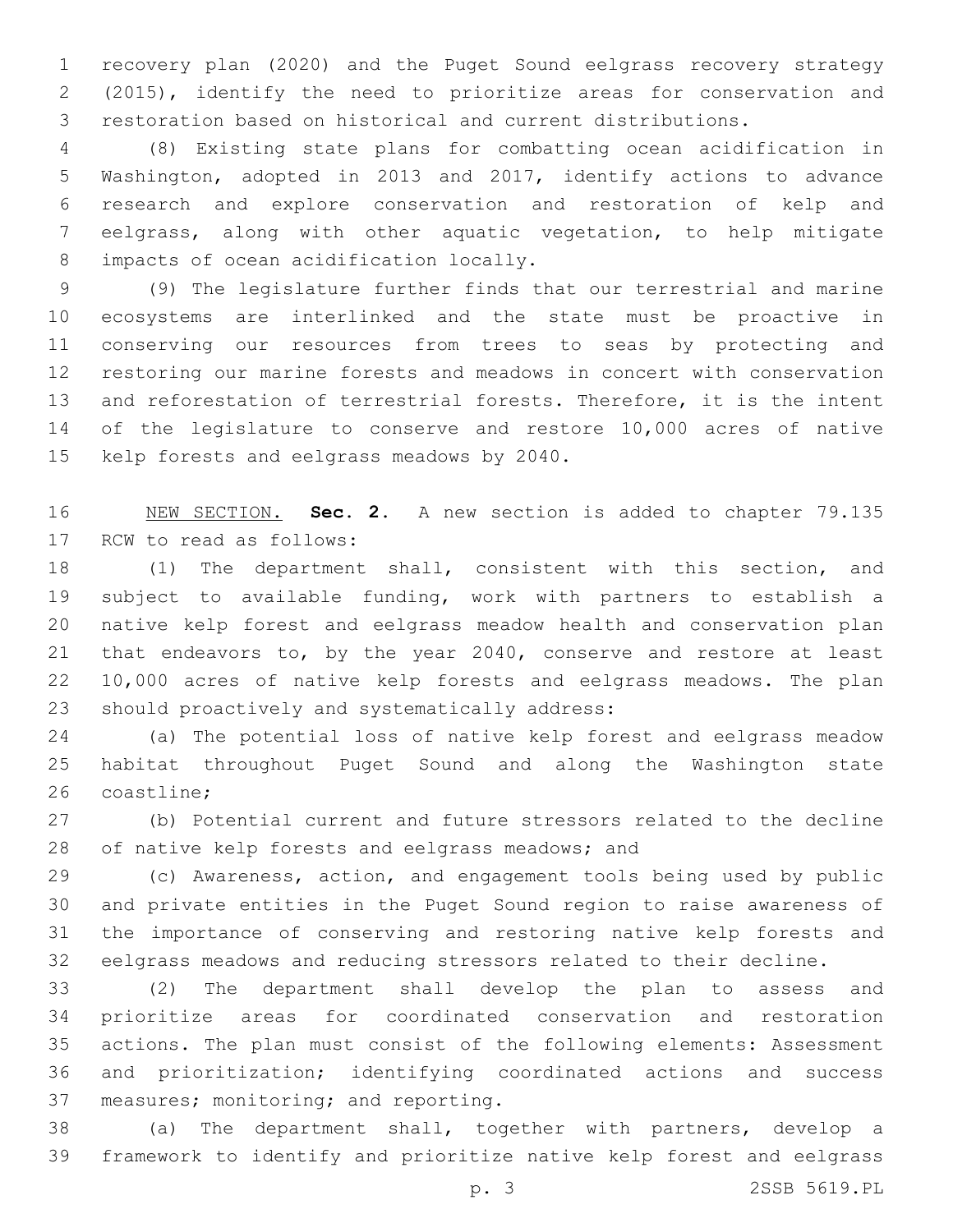recovery plan (2020) and the Puget Sound eelgrass recovery strategy (2015), identify the need to prioritize areas for conservation and restoration based on historical and current distributions.

(8) Existing state plans for combatting ocean acidification in Washington, adopted in 2013 and 2017, identify actions to advance research and explore conservation and restoration of kelp and eelgrass, along with other aquatic vegetation, to help mitigate impacts of ocean acidification locally.

(9) The legislature further finds that our terrestrial and marine ecosystems are interlinked and the state must be proactive in conserving our resources from trees to seas by protecting and restoring our marine forests and meadows in concert with conservation and reforestation of terrestrial forests. Therefore, it is the intent of the legislature to conserve and restore 10,000 acres of native kelp forests and eelgrass meadows by 2040.

NEW SECTION. **Sec. 2.** A new section is added to chapter 79.135 RCW to read as follows:

(1) The department shall, consistent with this section, and subject to available funding, work with partners to establish a native kelp forest and eelgrass meadow health and conservation plan that endeavors to, by the year 2040, conserve and restore at least 10,000 acres of native kelp forests and eelgrass meadows. The plan should proactively and systematically address:

(a) The potential loss of native kelp forest and eelgrass meadow habitat throughout Puget Sound and along the Washington state coastline;

(b) Potential current and future stressors related to the decline of native kelp forests and eelgrass meadows; and

(c) Awareness, action, and engagement tools being used by public and private entities in the Puget Sound region to raise awareness of the importance of conserving and restoring native kelp forests and eelgrass meadows and reducing stressors related to their decline.

(2) The department shall develop the plan to assess and prioritize areas for coordinated conservation and restoration actions. The plan must consist of the following elements: Assessment and prioritization; identifying coordinated actions and success measures; monitoring; and reporting.

(a) The department shall, together with partners, develop a framework to identify and prioritize native kelp forest and eelgrass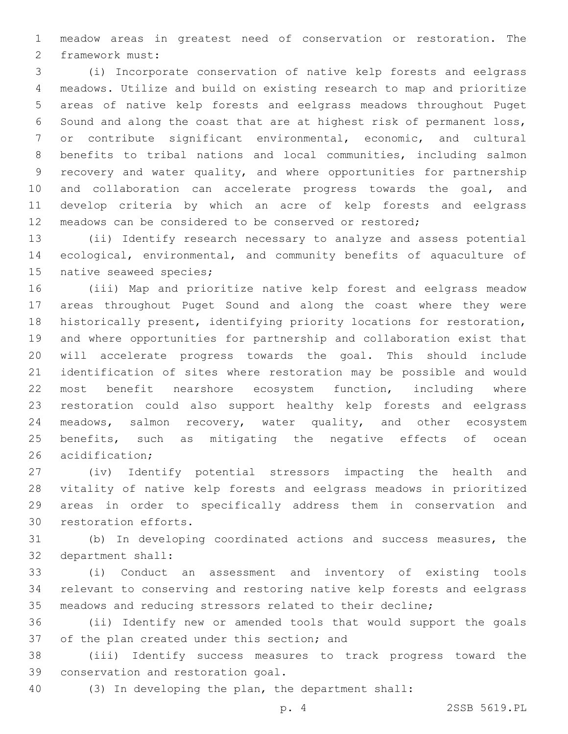meadow areas in greatest need of conservation or restoration. The framework must:

(i) Incorporate conservation of native kelp forests and eelgrass meadows. Utilize and build on existing research to map and prioritize areas of native kelp forests and eelgrass meadows throughout Puget Sound and along the coast that are at highest risk of permanent loss, or contribute significant environmental, economic, and cultural benefits to tribal nations and local communities, including salmon recovery and water quality, and where opportunities for partnership and collaboration can accelerate progress towards the goal, and develop criteria by which an acre of kelp forests and eelgrass meadows can be considered to be conserved or restored;

(ii) Identify research necessary to analyze and assess potential ecological, environmental, and community benefits of aquaculture of native seaweed species;

(iii) Map and prioritize native kelp forest and eelgrass meadow areas throughout Puget Sound and along the coast where they were historically present, identifying priority locations for restoration, and where opportunities for partnership and collaboration exist that will accelerate progress towards the goal. This should include identification of sites where restoration may be possible and would most benefit nearshore ecosystem function, including where restoration could also support healthy kelp forests and eelgrass meadows, salmon recovery, water quality, and other ecosystem benefits, such as mitigating the negative effects of ocean acidification;

(iv) Identify potential stressors impacting the health and vitality of native kelp forests and eelgrass meadows in prioritized areas in order to specifically address them in conservation and restoration efforts.

(b) In developing coordinated actions and success measures, the department shall:

(i) Conduct an assessment and inventory of existing tools relevant to conserving and restoring native kelp forests and eelgrass meadows and reducing stressors related to their decline;

(ii) Identify new or amended tools that would support the goals of the plan created under this section; and

(iii) Identify success measures to track progress toward the conservation and restoration goal.

(3) In developing the plan, the department shall: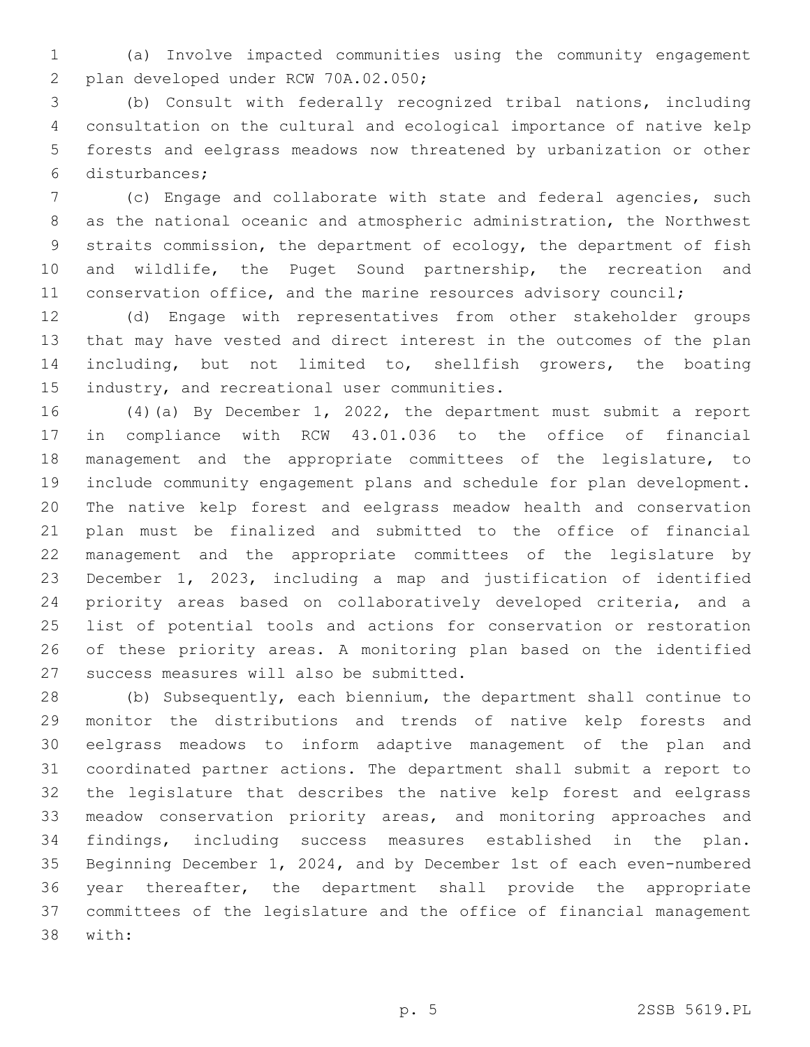(a) Involve impacted communities using the community engagement plan developed under RCW 70A.02.050;

(b) Consult with federally recognized tribal nations, including consultation on the cultural and ecological importance of native kelp forests and eelgrass meadows now threatened by urbanization or other disturbances;

(c) Engage and collaborate with state and federal agencies, such as the national oceanic and atmospheric administration, the Northwest straits commission, the department of ecology, the department of fish and wildlife, the Puget Sound partnership, the recreation and conservation office, and the marine resources advisory council;

(d) Engage with representatives from other stakeholder groups that may have vested and direct interest in the outcomes of the plan including, but not limited to, shellfish growers, the boating industry, and recreational user communities.

(4)(a) By December 1, 2022, the department must submit a report in compliance with RCW 43.01.036 to the office of financial management and the appropriate committees of the legislature, to include community engagement plans and schedule for plan development. The native kelp forest and eelgrass meadow health and conservation plan must be finalized and submitted to the office of financial management and the appropriate committees of the legislature by December 1, 2023, including a map and justification of identified priority areas based on collaboratively developed criteria, and a list of potential tools and actions for conservation or restoration of these priority areas. A monitoring plan based on the identified success measures will also be submitted.

(b) Subsequently, each biennium, the department shall continue to monitor the distributions and trends of native kelp forests and eelgrass meadows to inform adaptive management of the plan and coordinated partner actions. The department shall submit a report to the legislature that describes the native kelp forest and eelgrass meadow conservation priority areas, and monitoring approaches and findings, including success measures established in the plan. Beginning December 1, 2024, and by December 1st of each even-numbered year thereafter, the department shall provide the appropriate committees of the legislature and the office of financial management with: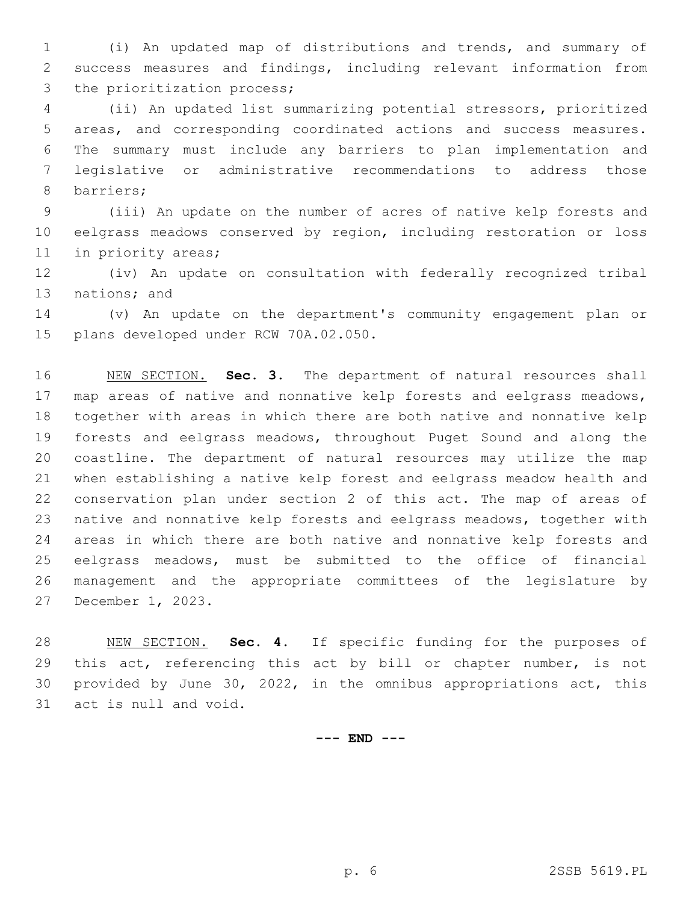(i) An updated map of distributions and trends, and summary of success measures and findings, including relevant information from the prioritization process;

(ii) An updated list summarizing potential stressors, prioritized areas, and corresponding coordinated actions and success measures. The summary must include any barriers to plan implementation and legislative or administrative recommendations to address those barriers;

(iii) An update on the number of acres of native kelp forests and eelgrass meadows conserved by region, including restoration or loss in priority areas;

(iv) An update on consultation with federally recognized tribal nations; and

(v) An update on the department's community engagement plan or plans developed under RCW 70A.02.050.

NEW SECTION. **Sec. 3.** The department of natural resources shall map areas of native and nonnative kelp forests and eelgrass meadows, together with areas in which there are both native and nonnative kelp forests and eelgrass meadows, throughout Puget Sound and along the coastline. The department of natural resources may utilize the map when establishing a native kelp forest and eelgrass meadow health and conservation plan under section 2 of this act. The map of areas of native and nonnative kelp forests and eelgrass meadows, together with areas in which there are both native and nonnative kelp forests and eelgrass meadows, must be submitted to the office of financial management and the appropriate committees of the legislature by December 1, 2023.

NEW SECTION. **Sec. 4.** If specific funding for the purposes of this act, referencing this act by bill or chapter number, is not provided by June 30, 2022, in the omnibus appropriations act, this act is null and void.

**--- END ---**